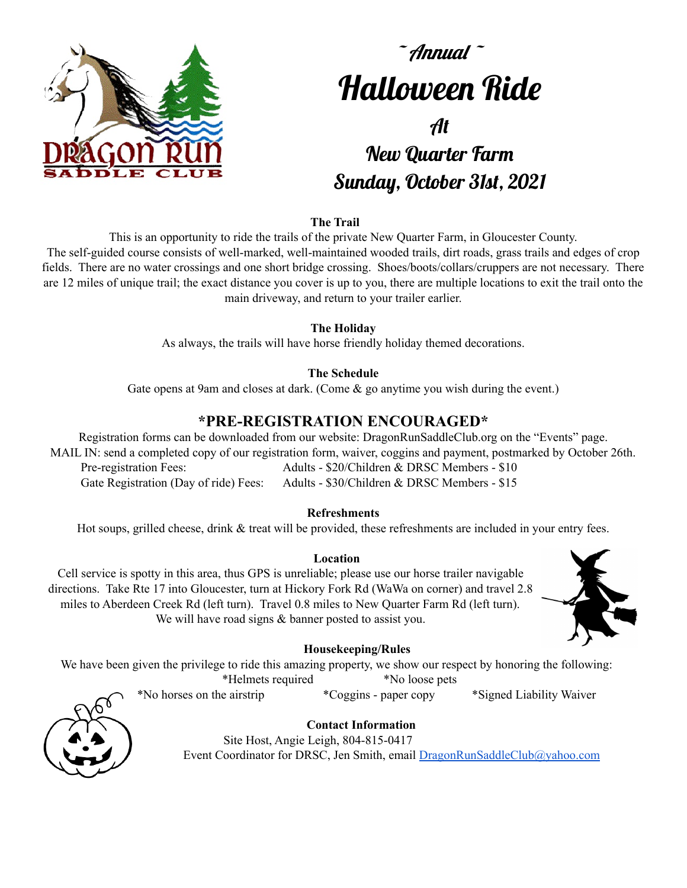DRAGON RUN SADDLE CLUB

# ~ Annual ~
# Halloween Ride
## At
## New Quarter Farm
## Sunday, October 31st, 2021

**The Trail**

This is an opportunity to ride the trails of the private New Quarter Farm, in Gloucester County. The self-guided course consists of well-marked, well-maintained wooded trails, dirt roads, grass trails and edges of crop fields. There are no water crossings and one short bridge crossing. Shoes/boots/collars/cruppers are not necessary. There are 12 miles of unique trail; the exact distance you cover is up to you, there are multiple locations to exit the trail onto the main driveway, and return to your trailer earlier.

**The Holiday**

As always, the trails will have horse friendly holiday themed decorations.

**The Schedule**

Gate opens at 9am and closes at dark. (Come & go anytime you wish during the event.)

## *PRE-REGISTRATION ENCOURAGED*

Registration forms can be downloaded from our website: DragonRunSaddleClub.org on the "Events" page.
MAIL IN: send a completed copy of our registration form, waiver, coggins and payment, postmarked by October 26th.

| | |
|---|---|
| Pre-registration Fees: | Adults - $20/Children & DRSC Members - $10 |
| Gate Registration (Day of ride) Fees: | Adults - $30/Children & DRSC Members - $15 |

**Refreshments**

Hot soups, grilled cheese, drink & treat will be provided, these refreshments are included in your entry fees.

**Location**

Cell service is spotty in this area, thus GPS is unreliable; please use our horse trailer navigable directions. Take Rte 17 into Gloucester, turn at Hickory Fork Rd (WaWa on corner) and travel 2.8 miles to Aberdeen Creek Rd (left turn). Travel 0.8 miles to New Quarter Farm Rd (left turn). We will have road signs & banner posted to assist you.

**Housekeeping/Rules**

We have been given the privilege to ride this amazing property, we show our respect by honoring the following:

*Helmets required *No loose pets
*No horses on the airstrip *Coggins - paper copy *Signed Liability Waiver

**Contact Information**

Site Host, Angie Leigh, 804-815-0417
Event Coordinator for DRSC, Jen Smith, email DragonRunSaddleClub@yahoo.com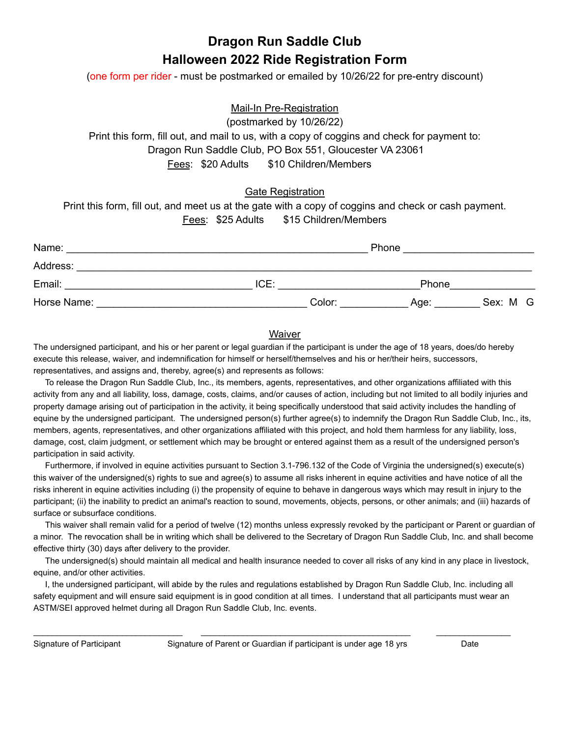# Dragon Run Saddle Club
# Halloween 2022 Ride Registration Form

(one form per rider - must be postmarked or emailed by 10/26/22 for pre-entry discount)

## Mail-In Pre-Registration

(postmarked by 10/26/22)

Print this form, fill out, and mail to us, with a copy of coggins and check for payment to:

Dragon Run Saddle Club, PO Box 551, Gloucester VA 23061

Fees: $20 Adults $10 Children/Members

## Gate Registration

Print this form, fill out, and meet us at the gate with a copy of coggins and check or cash payment.

Fees: $25 Adults $15 Children/Members

Name: ______________________________________________________ Phone ______________________

Address: ____________________________________________________________________________

Email: ________________________________ ICE: ________________________ Phone_______________

Horse Name: ____________________________________ Color: ____________ Age: ________ Sex: M G

## Waiver

The undersigned participant, and his or her parent or legal guardian if the participant is under the age of 18 years, does/do hereby execute this release, waiver, and indemnification for himself or herself/themselves and his or her/their heirs, successors, representatives, and assigns and, thereby, agree(s) and represents as follows:

To release the Dragon Run Saddle Club, Inc., its members, agents, representatives, and other organizations affiliated with this activity from any and all liability, loss, damage, costs, claims, and/or causes of action, including but not limited to all bodily injuries and property damage arising out of participation in the activity, it being specifically understood that said activity includes the handling of equine by the undersigned participant. The undersigned person(s) further agree(s) to indemnify the Dragon Run Saddle Club, Inc., its, members, agents, representatives, and other organizations affiliated with this project, and hold them harmless for any liability, loss, damage, cost, claim judgment, or settlement which may be brought or entered against them as a result of the undersigned person's participation in said activity.

Furthermore, if involved in equine activities pursuant to Section 3.1-796.132 of the Code of Virginia the undersigned(s) execute(s) this waiver of the undersigned(s) rights to sue and agree(s) to assume all risks inherent in equine activities and have notice of all the risks inherent in equine activities including (i) the propensity of equine to behave in dangerous ways which may result in injury to the participant; (ii) the inability to predict an animal's reaction to sound, movements, objects, persons, or other animals; and (iii) hazards of surface or subsurface conditions.

This waiver shall remain valid for a period of twelve (12) months unless expressly revoked by the participant or Parent or guardian of a minor. The revocation shall be in writing which shall be delivered to the Secretary of Dragon Run Saddle Club, Inc. and shall become effective thirty (30) days after delivery to the provider.

The undersigned(s) should maintain all medical and health insurance needed to cover all risks of any kind in any place in livestock, equine, and/or other activities.

I, the undersigned participant, will abide by the rules and regulations established by Dragon Run Saddle Club, Inc. including all safety equipment and will ensure said equipment is in good condition at all times. I understand that all participants must wear an ASTM/SEI approved helmet during all Dragon Run Saddle Club, Inc. events.

_______________________________ _____________________________________________ ________________

Signature of Participant Signature of Parent or Guardian if participant is under age 18 yrs Date